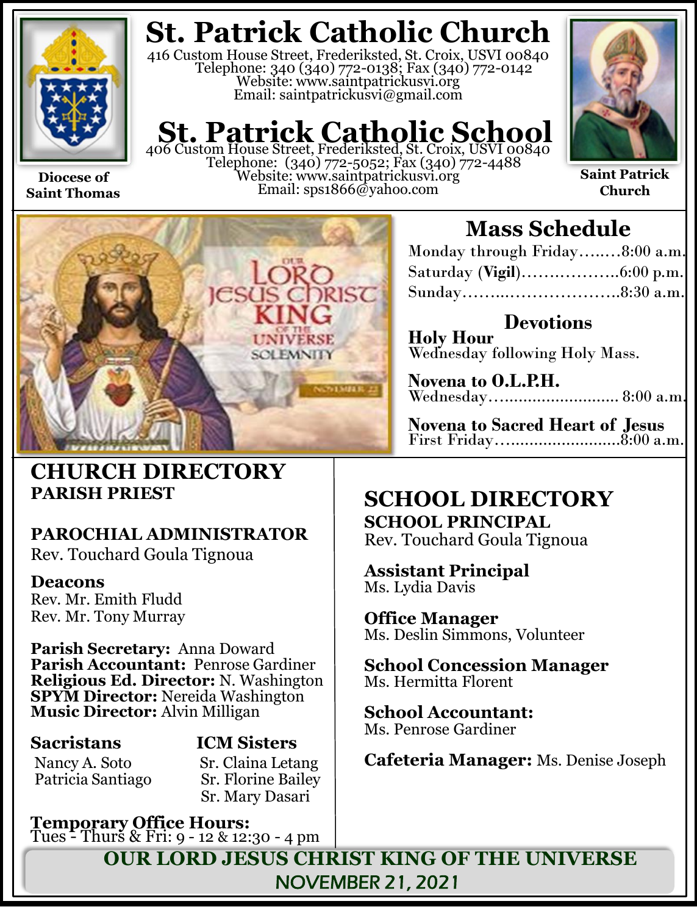# St. Patrick Catholic Church

416 Custom House Street, Frederiksted, St. Croix, USVI 00840
Telephone: 340 (340) 772-0138; Fax (340) 772-0142
Website: www.saintpatrickusvi.org
Email: saintpatrickusvi@gmail.com

# St. Patrick Catholic School

406 Custom House Street, Frederiksted, St. Croix, USVI 00840
Telephone: (340) 772-5052; Fax (340) 772-4488
Website: www.saintpatrickusvi.org
Email: sps1866@yahoo.com

**Diocese of Saint Thomas**

**Saint Patrick Church**

## Mass Schedule

Monday through Friday……..8:00 a.m.
Saturday (**Vigil**)……………..6:00 p.m.
Sunday……..…………………..8:30 a.m.

### Devotions

**Holy Hour**
Wednesday following Holy Mass.

**Novena to O.L.P.H.**
Wednesday……………………… 8:00 a.m.

**Novena to Sacred Heart of Jesus**
First Friday……………………..8:00 a.m.

## CHURCH DIRECTORY

**PARISH PRIEST**

**PAROCHIAL ADMINISTRATOR**
Rev. Touchard Goula Tignoua

**Deacons**
Rev. Mr. Emith Fludd
Rev. Mr. Tony Murray

**Parish Secretary:** Anna Doward
**Parish Accountant:** Penrose Gardiner
**Religious Ed. Director:** N. Washington
**SPYM Director:** Nereida Washington
**Music Director:** Alvin Milligan

**Sacristans**
Nancy A. Soto
Patricia Santiago

**ICM Sisters**
Sr. Claina Letang
Sr. Florine Bailey
Sr. Mary Dasari

**Temporary Office Hours:**
Tues - Thurs & Fri: 9 - 12 & 12:30 - 4 pm

## SCHOOL DIRECTORY

**SCHOOL PRINCIPAL**
Rev. Touchard Goula Tignoua

**Assistant Principal**
Ms. Lydia Davis

**Office Manager**
Ms. Deslin Simmons, Volunteer

**School Concession Manager**
Ms. Hermitta Florent

**School Accountant:**
Ms. Penrose Gardiner

**Cafeteria Manager:** Ms. Denise Joseph

**OUR LORD JESUS CHRIST KING OF THE UNIVERSE**
**NOVEMBER 21, 2021**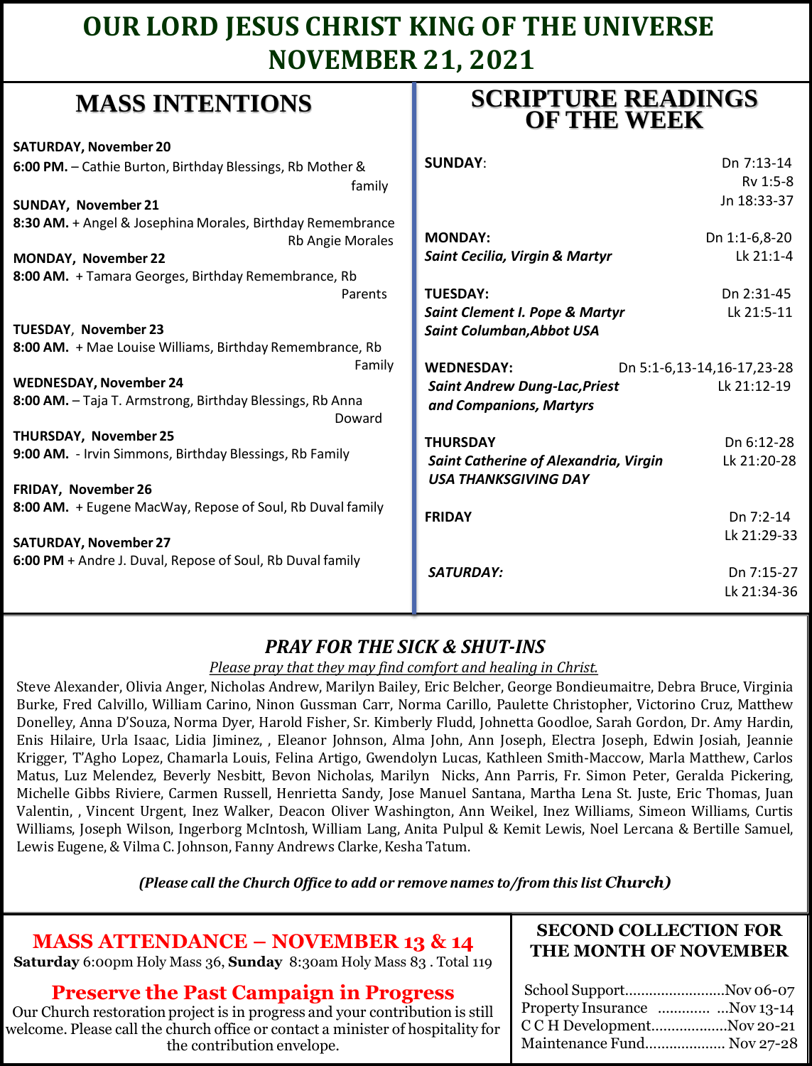# OUR LORD JESUS CHRIST KING OF THE UNIVERSE NOVEMBER 21, 2021

## MASS INTENTIONS

**SATURDAY, November 20**
**6:00 PM.** – Cathie Burton, Birthday Blessings, Rb Mother & family

**SUNDAY, November 21**
**8:30 AM.** + Angel & Josephina Morales, Birthday Remembrance Rb Angie Morales

**MONDAY, November 22**
**8:00 AM.** + Tamara Georges, Birthday Remembrance, Rb Parents

**TUESDAY, November 23**
**8:00 AM.** + Mae Louise Williams, Birthday Remembrance, Rb Family

**WEDNESDAY, November 24**
**8:00 AM.** – Taja T. Armstrong, Birthday Blessings, Rb Anna Doward

**THURSDAY, November 25**
**9:00 AM.** - Irvin Simmons, Birthday Blessings, Rb Family

**FRIDAY, November 26**
**8:00 AM.** + Eugene MacWay, Repose of Soul, Rb Duval family

**SATURDAY, November 27**
**6:00 PM** + Andre J. Duval, Repose of Soul, Rb Duval family

## SCRIPTURE READINGS OF THE WEEK

**SUNDAY**: Dn 7:13-14, Rv 1:5-8, Jn 18:33-37

**MONDAY:** Dn 1:1-6,8-20, Lk 21:1-4
*Saint Cecilia, Virgin & Martyr*

**TUESDAY:** Dn 2:31-45, Lk 21:5-11
*Saint Clement I. Pope & Martyr*
*Saint Columban,Abbot USA*

**WEDNESDAY:** Dn 5:1-6,13-14,16-17,23-28, Lk 21:12-19
*Saint Andrew Dung-Lac,Priest and Companions, Martyrs*

**THURSDAY** Dn 6:12-28, Lk 21:20-28
*Saint Catherine of Alexandria, Virgin*
*USA THANKSGIVING DAY*

**FRIDAY** Dn 7:2-14, Lk 21:29-33

***SATURDAY:*** Dn 7:15-27, Lk 21:34-36

### *PRAY FOR THE SICK & SHUT-INS*

*Please pray that they may find comfort and healing in Christ.*

Steve Alexander, Olivia Anger, Nicholas Andrew, Marilyn Bailey, Eric Belcher, George Bondieumaitre, Debra Bruce, Virginia Burke, Fred Calvillo, William Carino, Ninon Gussman Carr, Norma Carillo, Paulette Christopher, Victorino Cruz, Matthew Donelley, Anna D'Souza, Norma Dyer, Harold Fisher, Sr. Kimberly Fludd, Johnetta Goodloe, Sarah Gordon, Dr. Amy Hardin, Enis Hilaire, Urla Isaac, Lidia Jiminez, , Eleanor Johnson, Alma John, Ann Joseph, Electra Joseph, Edwin Josiah, Jeannie Krigger, T'Agho Lopez, Chamarla Louis, Felina Artigo, Gwendolyn Lucas, Kathleen Smith-Maccow, Marla Matthew, Carlos Matus, Luz Melendez, Beverly Nesbitt, Bevon Nicholas, Marilyn Nicks, Ann Parris, Fr. Simon Peter, Geralda Pickering, Michelle Gibbs Riviere, Carmen Russell, Henrietta Sandy, Jose Manuel Santana, Martha Lena St. Juste, Eric Thomas, Juan Valentin, , Vincent Urgent, Inez Walker, Deacon Oliver Washington, Ann Weikel, Inez Williams, Simeon Williams, Curtis Williams, Joseph Wilson, Ingerborg McIntosh, William Lang, Anita Pulpul & Kemit Lewis, Noel Lercana & Bertille Samuel, Lewis Eugene, & Vilma C. Johnson, Fanny Andrews Clarke, Kesha Tatum.

***(Please call the Church Office to add or remove names to/from this list Church)***

## MASS ATTENDANCE – NOVEMBER 13 & 14

**Saturday** 6:00pm Holy Mass 36, **Sunday** 8:30am Holy Mass 83 . Total 119

## Preserve the Past Campaign in Progress

Our Church restoration project is in progress and your contribution is still welcome. Please call the church office or contact a minister of hospitality for the contribution envelope.

## SECOND COLLECTION FOR THE MONTH OF NOVEMBER

School Support........................Nov 06-07
Property Insurance ............ ...Nov 13-14
C C H Development..................Nov 20-21
Maintenance Fund.................... Nov 27-28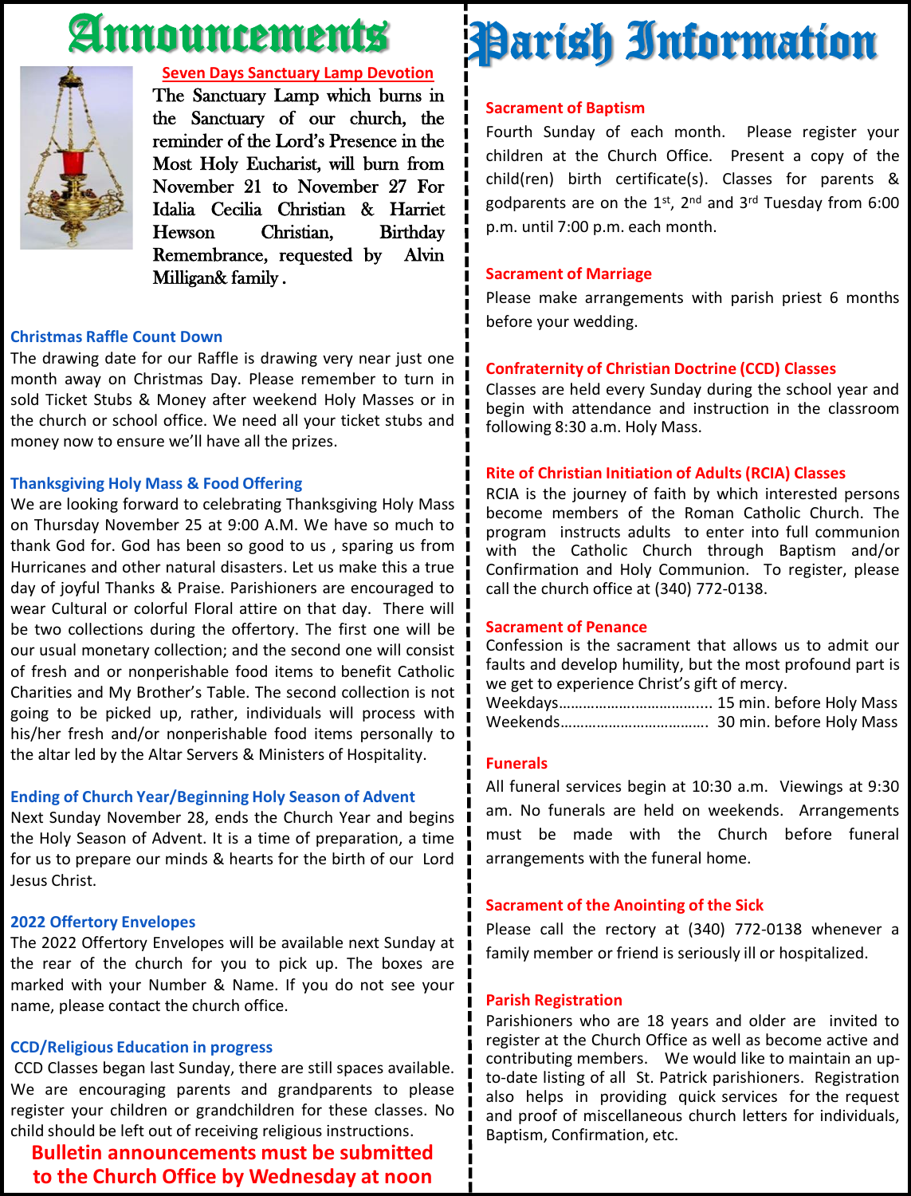# Announcements

## Seven Days Sanctuary Lamp Devotion

The Sanctuary Lamp which burns in the Sanctuary of our church, the reminder of the Lord's Presence in the Most Holy Eucharist, will burn from November 21 to November 27 For Idalia Cecilia Christian & Harriet Hewson Christian, Birthday Remembrance, requested by Alvin Milligan& family .

### Christmas Raffle Count Down

The drawing date for our Raffle is drawing very near just one month away on Christmas Day. Please remember to turn in sold Ticket Stubs & Money after weekend Holy Masses or in the church or school office. We need all your ticket stubs and money now to ensure we'll have all the prizes.

### Thanksgiving Holy Mass & Food Offering

We are looking forward to celebrating Thanksgiving Holy Mass on Thursday November 25 at 9:00 A.M. We have so much to thank God for. God has been so good to us , sparing us from Hurricanes and other natural disasters. Let us make this a true day of joyful Thanks & Praise. Parishioners are encouraged to wear Cultural or colorful Floral attire on that day. There will be two collections during the offertory. The first one will be our usual monetary collection; and the second one will consist of fresh and or nonperishable food items to benefit Catholic Charities and My Brother's Table. The second collection is not going to be picked up, rather, individuals will process with his/her fresh and/or nonperishable food items personally to the altar led by the Altar Servers & Ministers of Hospitality.

### Ending of Church Year/Beginning Holy Season of Advent

Next Sunday November 28, ends the Church Year and begins the Holy Season of Advent. It is a time of preparation, a time for us to prepare our minds & hearts for the birth of our Lord Jesus Christ.

### 2022 Offertory Envelopes

The 2022 Offertory Envelopes will be available next Sunday at the rear of the church for you to pick up. The boxes are marked with your Number & Name. If you do not see your name, please contact the church office.

### CCD/Religious Education in progress

CCD Classes began last Sunday, there are still spaces available. We are encouraging parents and grandparents to please register your children or grandchildren for these classes. No child should be left out of receiving religious instructions.

**Bulletin announcements must be submitted to the Church Office by Wednesday at noon**

# Parish Information

### Sacrament of Baptism

Fourth Sunday of each month. Please register your children at the Church Office. Present a copy of the child(ren) birth certificate(s). Classes for parents & godparents are on the 1st, 2nd and 3rd Tuesday from 6:00 p.m. until 7:00 p.m. each month.

### Sacrament of Marriage

Please make arrangements with parish priest 6 months before your wedding.

### Confraternity of Christian Doctrine (CCD) Classes

Classes are held every Sunday during the school year and begin with attendance and instruction in the classroom following 8:30 a.m. Holy Mass.

### Rite of Christian Initiation of Adults (RCIA) Classes

RCIA is the journey of faith by which interested persons become members of the Roman Catholic Church. The program instructs adults to enter into full communion with the Catholic Church through Baptism and/or Confirmation and Holy Communion. To register, please call the church office at (340) 772-0138.

### Sacrament of Penance

Confession is the sacrament that allows us to admit our faults and develop humility, but the most profound part is we get to experience Christ's gift of mercy.

Weekdays................................... 15 min. before Holy Mass
Weekends.................................. 30 min. before Holy Mass

### Funerals

All funeral services begin at 10:30 a.m. Viewings at 9:30 am. No funerals are held on weekends. Arrangements must be made with the Church before funeral arrangements with the funeral home.

### Sacrament of the Anointing of the Sick

Please call the rectory at (340) 772-0138 whenever a family member or friend is seriously ill or hospitalized.

### Parish Registration

Parishioners who are 18 years and older are invited to register at the Church Office as well as become active and contributing members. We would like to maintain an up-to-date listing of all St. Patrick parishioners. Registration also helps in providing quick services for the request and proof of miscellaneous church letters for individuals, Baptism, Confirmation, etc.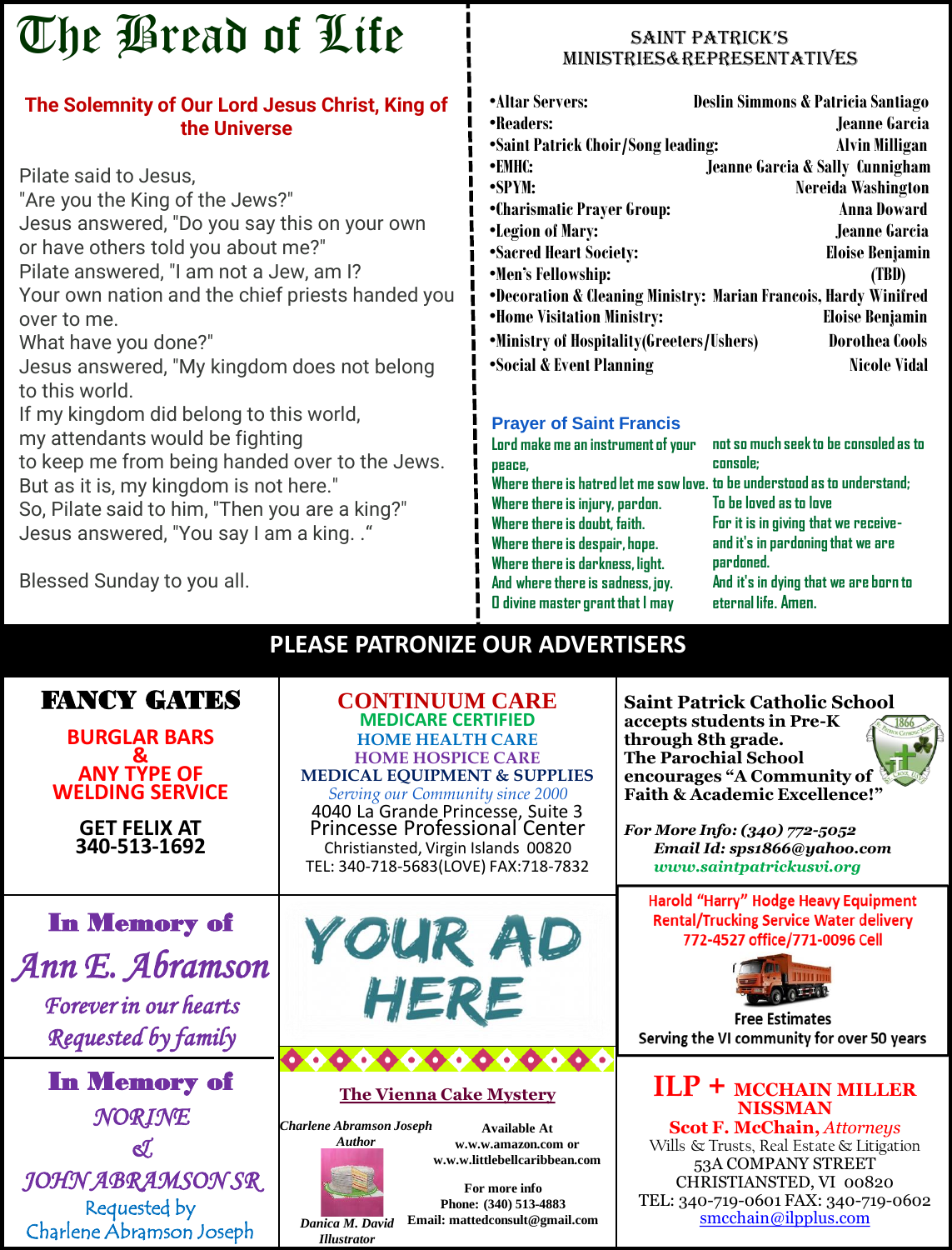# The Bread of Life

## The Solemnity of Our Lord Jesus Christ, King of the Universe

Pilate said to Jesus,
"Are you the King of the Jews?"
Jesus answered, "Do you say this on your own or have others told you about me?"
Pilate answered, "I am not a Jew, am I?
Your own nation and the chief priests handed you over to me.
What have you done?"
Jesus answered, "My kingdom does not belong to this world.
If my kingdom did belong to this world,
my attendants would be fighting
to keep me from being handed over to the Jews.
But as it is, my kingdom is not here."
So, Pilate said to him, "Then you are a king?"
Jesus answered, "You say I am a king. ."

Blessed Sunday to you all.

## SAINT PATRICK'S MINISTRIES&REPRESENTATIVES

- **Altar Servers:** Deslin Simmons & Patricia Santiago
- **Readers:** Jeanne Garcia
- **Saint Patrick Choir/Song leading:** Alvin Milligan
- **EMHC:** Jeanne Garcia & Sally Cunnigham
- **SPYM:** Nereida Washington
- **Charismatic Prayer Group:** Anna Doward
- **Legion of Mary:** Jeanne Garcia
- **Sacred Heart Society:** Eloise Benjamin
- **Men's Fellowship:** (TBD)
- **Decoration & Cleaning Ministry:** Marian Francois, Hardy Winifred
- **Home Visitation Ministry:** Eloise Benjamin
- **Ministry of Hospitality(Greeters/Ushers)** Dorothea Cools
- **Social & Event Planning** Nicole Vidal

### Prayer of Saint Francis

Lord make me an instrument of your peace,
Where there is hatred let me sow love.
Where there is injury, pardon.
Where there is doubt, faith.
Where there is despair, hope.
Where there is darkness, light.
And where there is sadness, joy.
O divine master grant that I may not so much seek to be consoled as to console;
to be understood as to understand;
To be loved as to love
For it is in giving that we receive-
and it's in pardoning that we are pardoned.
And it's in dying that we are born to eternal life. Amen.

## PLEASE PATRONIZE OUR ADVERTISERS

**FANCY GATES**
BURGLAR BARS
&
ANY TYPE OF WELDING SERVICE
GET FELIX AT
340-513-1692

**CONTINUUM CARE**
MEDICARE CERTIFIED
HOME HEALTH CARE
HOME HOSPICE CARE
MEDICAL EQUIPMENT & SUPPLIES
*Serving our Community since 2000*
4040 La Grande Princesse, Suite 3
Princesse Professional Center
Christiansted, Virgin Islands 00820
TEL: 340-718-5683(LOVE) FAX:718-7832

**Saint Patrick Catholic School** accepts students in Pre-K through 8th grade. The Parochial School encourages "A Community of Faith & Academic Excellence!"
*For More Info: (340) 772-5052*
*Email Id: sps1866@yahoo.com*
*www.saintpatrickusvi.org*

**In Memory of**
*Ann E. Abramson*
*Forever in our hearts*
*Requested by family*

YOUR AD HERE

Harold "Harry" Hodge Heavy Equipment
Rental/Trucking Service Water delivery
772-4527 office/771-0096 Cell
Free Estimates
Serving the VI community for over 50 years

**In Memory of**
*NORINE*
*&*
*JOHN ABRAMSON SR*
Requested by
Charlene Abramson Joseph

**The Vienna Cake Mystery**
*Charlene Abramson Joseph*
*Author*
*Danica M. David*
*Illustrator*
Available At
w.w.w.amazon.com or
w.w.w.littlebellcaribbean.com
For more info
Phone: (340) 513-4883
Email: mattedconsult@gmail.com

**ILP + MCCHAIN MILLER NISSMAN**
**Scot F. McChain,** *Attorneys*
Wills & Trusts, Real Estate & Litigation
53A COMPANY STREET
CHRISTIANSTED, VI 00820
TEL: 340-719-0601 FAX: 340-719-0602
smcchain@ilpplus.com